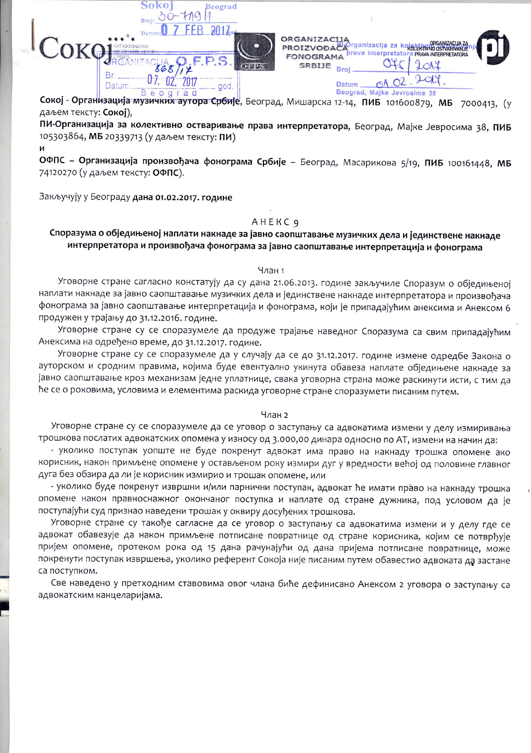**Сокој - Организација музичких аутора Србије**, Београд, Мишарска 12-14, **ПИБ** 101600879, **МБ** 7000413, (у даљем тексту: **Сокој**),

**ПИ-Организација за колективно остваривање права интерпретатора**, Београд, Мајке Јевросима 38, **ПИБ** 105303864, **МБ** 20339713 (у даљем тексту: **ПИ**)

**и**

**ОФПС – Организација произвођача фонограма Србије** – Београд, Масарикова 5/19, **ПИБ** 100161448, **МБ** 74120270 (у даљем тексту: **ОФПС**).

Закључују у Београду **дана 01.02.2017. године**

## АНЕКС 9

### Споразума о обједињеној наплати накнаде за јавно саопштавање музичких дела и јединствене накнаде интерпретатора и произвођача фонограма за јавно саопштавање интерпретација и фонограма

Члан 1

Уговорне стране сагласно констатују да су дана 21.06.2013. године закључиле Споразум о обједињеној наплати накнаде за јавно саопштавање музичких дела и јединствене накнаде интерпретатора и произвођача фонограма за јавно саопштавање интерпретација и фонограма, који је припадајућим анексима и Анексом 6 продужен у трајању до 31.12.2016. године.

Уговорне стране су се споразумеле да продуже трајање наведног Споразума са свим припадајућим Анексима на одређено време, до 31.12.2017. године.

Уговорне стране су се споразумеле да у случају да се до 31.12.2017. године измене одредбе Закона о ауторском и сродним правима, којима буде евентуално укинута обавеза наплате обједињене накнаде за јавно саопштавање кроз механизам једне уплатнице, свака уговорна страна може раскинути исти, с тим да ће се о роковима, условима и елементима раскида уговорне стране споразумети писаним путем.

Члан 2

Уговорне стране су се споразумеле да се уговор о заступању са адвокатима измени у делу измиривања трошкова послатих адвокатских опомена у износу од 3.000,00 динара односно по АТ, измени на начин да:

- уколико поступак уопште не буде покренут адвокат има право на накнаду трошка опомене ако корисник, након примљене опомене у остављеном року измири дуг у вредности већој од половине главног дуга без обзира да ли је корисник измирио и трошак опомене, или
- уколико буде покренут извршни и/или парнични поступак, адвокат ће имати право на накнаду трошка опомене након правноснажног окончаног поступка и наплате од стране дужника, под условом да је поступајући суд признао наведени трошак у оквиру досуђених трошкова.

Уговорне стране су такође сагласне да се уговор о заступању са адвокатима измени и у делу где се адвокат обавезује да након примљене потписане повратнице од стране корисника, којим се потврђује пријем опомене, протеком рока од 15 дана рачунајући од дана пријема потписане повратнице, може покренути поступак извршења, уколико референт Сокоја није писаним путем обавестио адвоката да застане са поступком.

Све наведено у претходним ставовима овог члана биће дефинисано Анексом 2 уговора о заступању са адвокатским канцеларијама.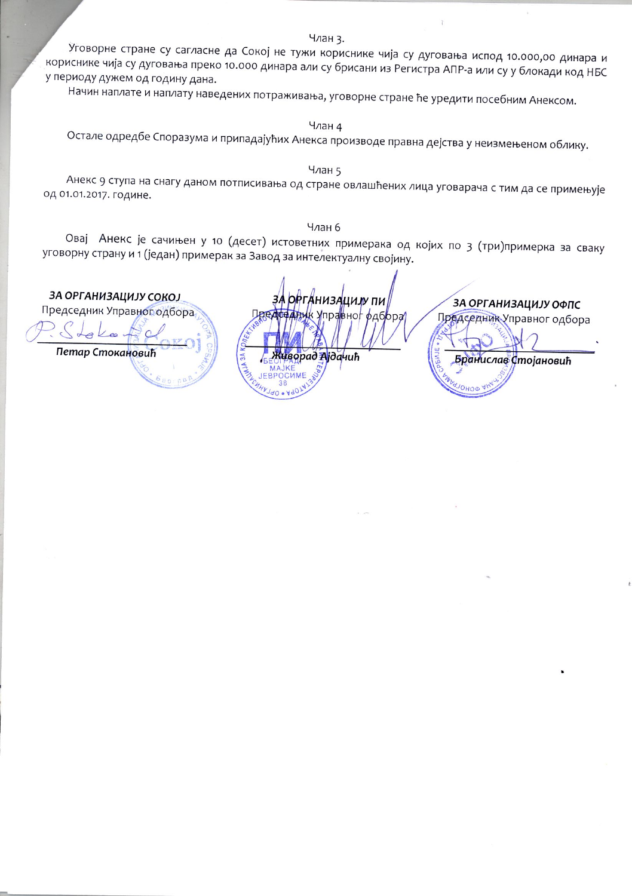Члан 3.

Уговорне стране су сагласне да Сокој не тужи кориснике чија су дуговања испод 10.000,00 динара и кориснике чија су дуговања преко 10.000 динара али су брисани из Регистра АПР-а или су у блокади код НБС у периоду дужем од годину дана.

Начин наплате и наплату наведених потраживања, уговорне стране ће уредити посебним Анексом.

Члан 4

Остале одредбе Споразума и припадајућих Анекса производе правна дејства у неизмењеном облику.

Члан 5

Анекс 9 ступа на снагу даном потписивања од стране овлашћених лица уговарача с тим да се примењује од 01.01.2017. године.

Члан 6

Овај Анекс је сачињен у 10 (десет) истоветних примерака од којих по 3 (три)примерка за сваку уговорну страну и 1 (један) примерак за Завод за интелектуалну својину.

| ЗА ОРГАНИЗАЦИЈУ СОКОЈ | ЗА ОРГАНИЗАЦИЈУ ПИ | ЗА ОРГАНИЗАЦИЈУ ОФПС |
|---|---|---|
| Председник Управног одбора | Председник Управног одбора | Председник Управног одбора |
| *Петар Стокановић* | *Живорад Ајдачић* | *Бранислав Стојановић* |